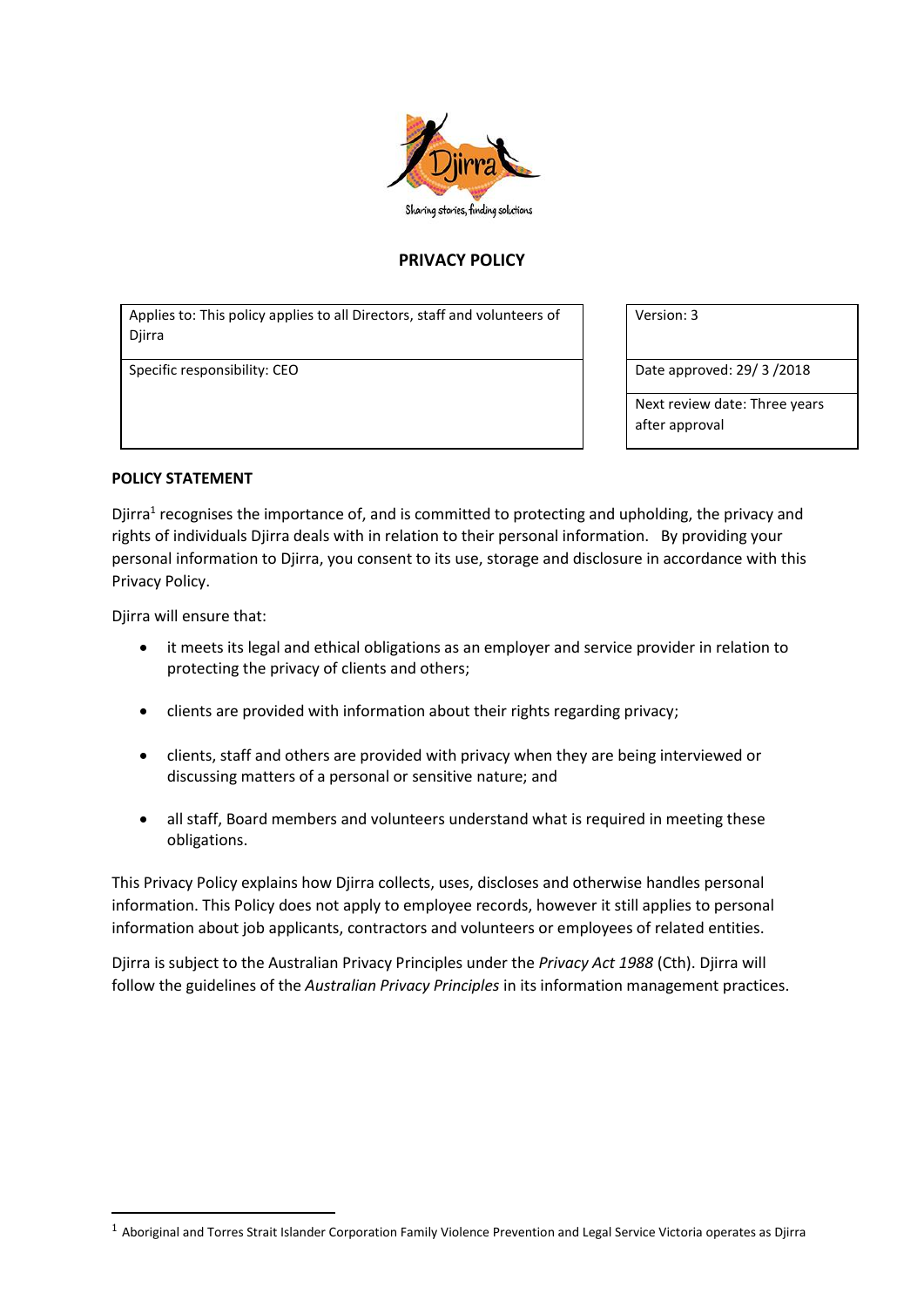# PRIVACY POLICY

| Applies to: This policy applies to all Directors, staff and volunteers of Djirra | Version: 3 |
|---|---|
| Specific responsibility: CEO | Date approved: 29/ 3 /2018 |
| | Next review date: Three years after approval |

**POLICY STATEMENT**

Djirra[1] recognises the importance of, and is committed to protecting and upholding, the privacy and rights of individuals Djirra deals with in relation to their personal information. By providing your personal information to Djirra, you consent to its use, storage and disclosure in accordance with this Privacy Policy.

Djirra will ensure that:

- it meets its legal and ethical obligations as an employer and service provider in relation to protecting the privacy of clients and others;
- clients are provided with information about their rights regarding privacy;
- clients, staff and others are provided with privacy when they are being interviewed or discussing matters of a personal or sensitive nature; and
- all staff, Board members and volunteers understand what is required in meeting these obligations.

This Privacy Policy explains how Djirra collects, uses, discloses and otherwise handles personal information. This Policy does not apply to employee records, however it still applies to personal information about job applicants, contractors and volunteers or employees of related entities.

Djirra is subject to the Australian Privacy Principles under the *Privacy Act 1988* (Cth). Djirra will follow the guidelines of the *Australian Privacy Principles* in its information management practices.

---

[1] Aboriginal and Torres Strait Islander Corporation Family Violence Prevention and Legal Service Victoria operates as Djirra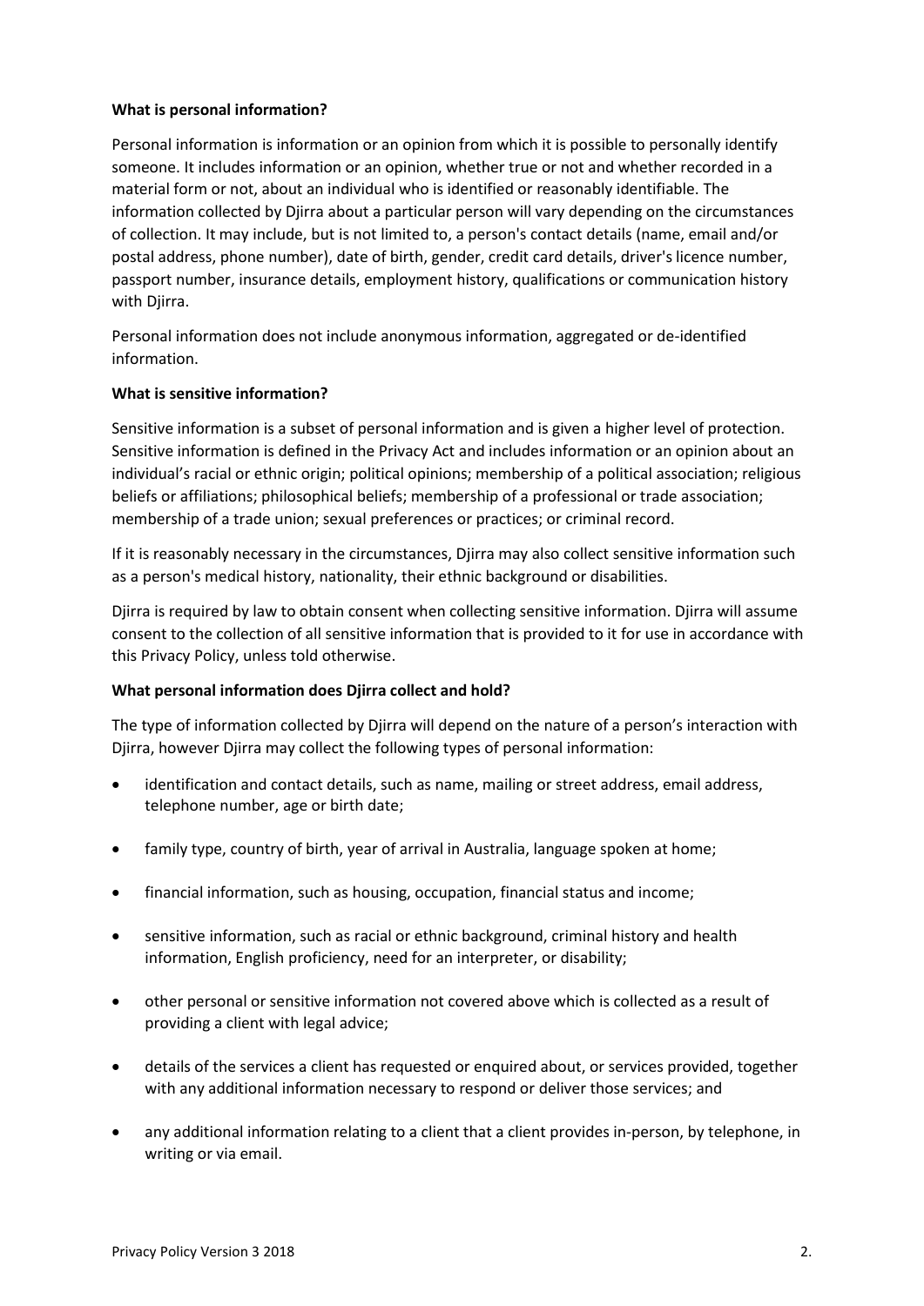**What is personal information?**

Personal information is information or an opinion from which it is possible to personally identify someone. It includes information or an opinion, whether true or not and whether recorded in a material form or not, about an individual who is identified or reasonably identifiable. The information collected by Djirra about a particular person will vary depending on the circumstances of collection. It may include, but is not limited to, a person's contact details (name, email and/or postal address, phone number), date of birth, gender, credit card details, driver's licence number, passport number, insurance details, employment history, qualifications or communication history with Djirra.

Personal information does not include anonymous information, aggregated or de-identified information.

**What is sensitive information?**

Sensitive information is a subset of personal information and is given a higher level of protection. Sensitive information is defined in the Privacy Act and includes information or an opinion about an individual's racial or ethnic origin; political opinions; membership of a political association; religious beliefs or affiliations; philosophical beliefs; membership of a professional or trade association; membership of a trade union; sexual preferences or practices; or criminal record.

If it is reasonably necessary in the circumstances, Djirra may also collect sensitive information such as a person's medical history, nationality, their ethnic background or disabilities.

Djirra is required by law to obtain consent when collecting sensitive information. Djirra will assume consent to the collection of all sensitive information that is provided to it for use in accordance with this Privacy Policy, unless told otherwise.

**What personal information does Djirra collect and hold?**

The type of information collected by Djirra will depend on the nature of a person's interaction with Djirra, however Djirra may collect the following types of personal information:

- identification and contact details, such as name, mailing or street address, email address, telephone number, age or birth date;
- family type, country of birth, year of arrival in Australia, language spoken at home;
- financial information, such as housing, occupation, financial status and income;
- sensitive information, such as racial or ethnic background, criminal history and health information, English proficiency, need for an interpreter, or disability;
- other personal or sensitive information not covered above which is collected as a result of providing a client with legal advice;
- details of the services a client has requested or enquired about, or services provided, together with any additional information necessary to respond or deliver those services; and
- any additional information relating to a client that a client provides in-person, by telephone, in writing or via email.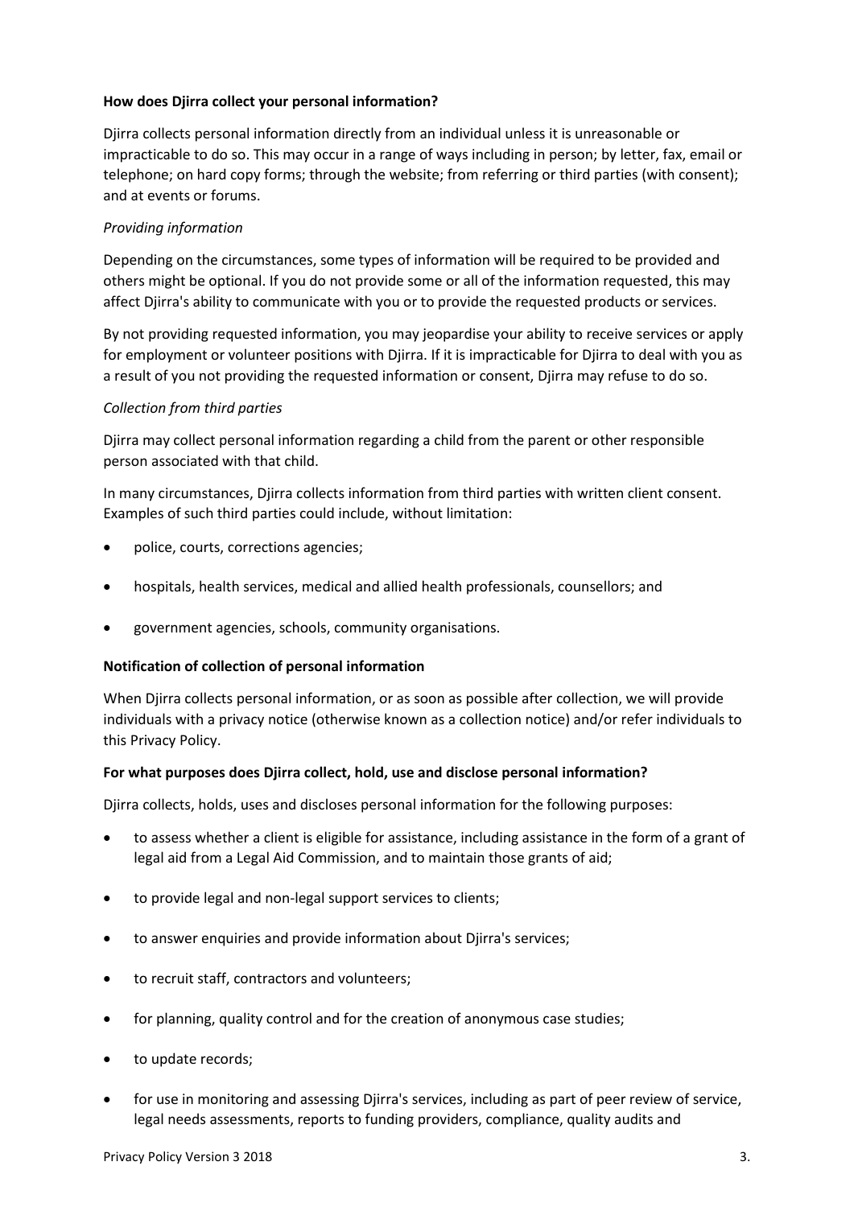**How does Djirra collect your personal information?**

Djirra collects personal information directly from an individual unless it is unreasonable or impracticable to do so. This may occur in a range of ways including in person; by letter, fax, email or telephone; on hard copy forms; through the website; from referring or third parties (with consent); and at events or forums.

*Providing information*

Depending on the circumstances, some types of information will be required to be provided and others might be optional. If you do not provide some or all of the information requested, this may affect Djirra's ability to communicate with you or to provide the requested products or services.

By not providing requested information, you may jeopardise your ability to receive services or apply for employment or volunteer positions with Djirra. If it is impracticable for Djirra to deal with you as a result of you not providing the requested information or consent, Djirra may refuse to do so.

*Collection from third parties*

Djirra may collect personal information regarding a child from the parent or other responsible person associated with that child.

In many circumstances, Djirra collects information from third parties with written client consent. Examples of such third parties could include, without limitation:

- police, courts, corrections agencies;
- hospitals, health services, medical and allied health professionals, counsellors; and
- government agencies, schools, community organisations.

**Notification of collection of personal information**

When Djirra collects personal information, or as soon as possible after collection, we will provide individuals with a privacy notice (otherwise known as a collection notice) and/or refer individuals to this Privacy Policy.

**For what purposes does Djirra collect, hold, use and disclose personal information?**

Djirra collects, holds, uses and discloses personal information for the following purposes:

- to assess whether a client is eligible for assistance, including assistance in the form of a grant of legal aid from a Legal Aid Commission, and to maintain those grants of aid;
- to provide legal and non-legal support services to clients;
- to answer enquiries and provide information about Djirra's services;
- to recruit staff, contractors and volunteers;
- for planning, quality control and for the creation of anonymous case studies;
- to update records;
- for use in monitoring and assessing Djirra's services, including as part of peer review of service, legal needs assessments, reports to funding providers, compliance, quality audits and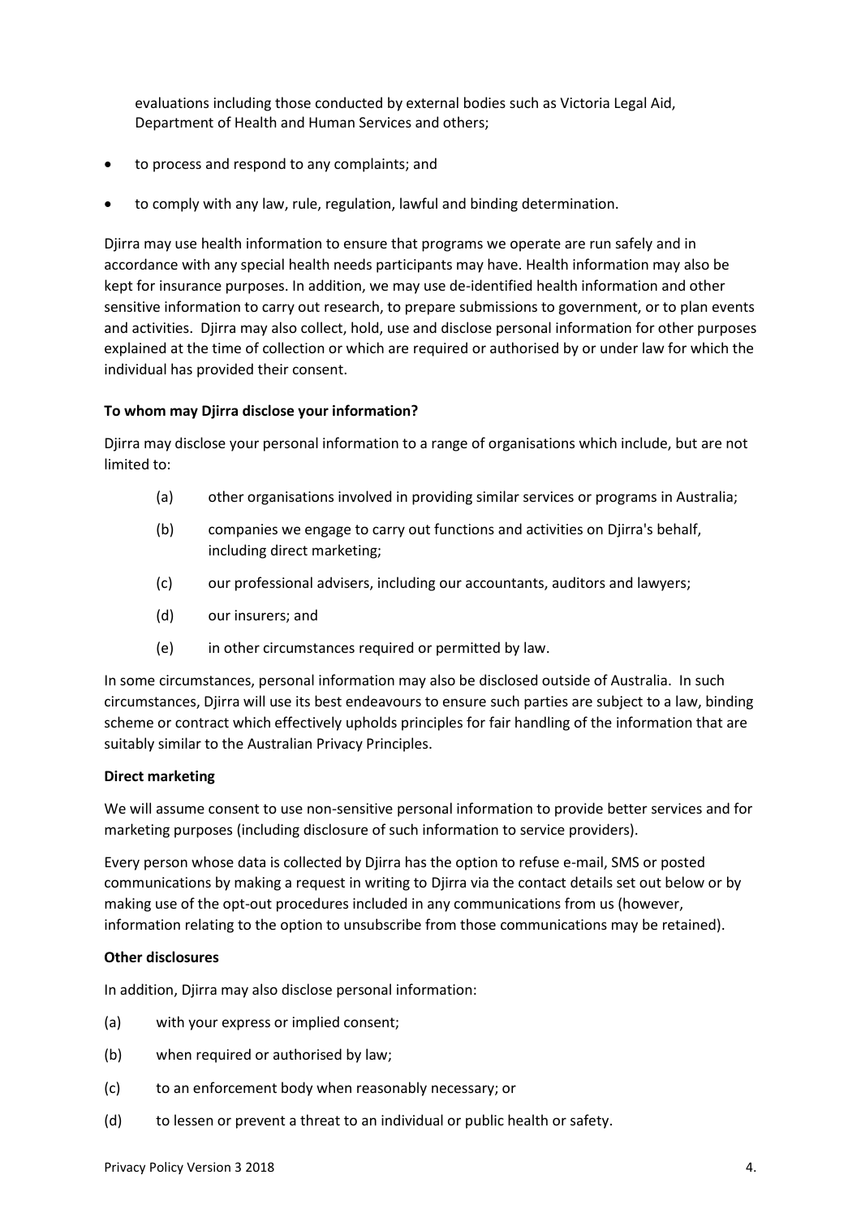evaluations including those conducted by external bodies such as Victoria Legal Aid, Department of Health and Human Services and others;

- to process and respond to any complaints; and
- to comply with any law, rule, regulation, lawful and binding determination.

Djirra may use health information to ensure that programs we operate are run safely and in accordance with any special health needs participants may have. Health information may also be kept for insurance purposes. In addition, we may use de-identified health information and other sensitive information to carry out research, to prepare submissions to government, or to plan events and activities. Djirra may also collect, hold, use and disclose personal information for other purposes explained at the time of collection or which are required or authorised by or under law for which the individual has provided their consent.

**To whom may Djirra disclose your information?**

Djirra may disclose your personal information to a range of organisations which include, but are not limited to:

(a) other organisations involved in providing similar services or programs in Australia;

(b) companies we engage to carry out functions and activities on Djirra's behalf, including direct marketing;

(c) our professional advisers, including our accountants, auditors and lawyers;

(d) our insurers; and

(e) in other circumstances required or permitted by law.

In some circumstances, personal information may also be disclosed outside of Australia. In such circumstances, Djirra will use its best endeavours to ensure such parties are subject to a law, binding scheme or contract which effectively upholds principles for fair handling of the information that are suitably similar to the Australian Privacy Principles.

**Direct marketing**

We will assume consent to use non-sensitive personal information to provide better services and for marketing purposes (including disclosure of such information to service providers).

Every person whose data is collected by Djirra has the option to refuse e-mail, SMS or posted communications by making a request in writing to Djirra via the contact details set out below or by making use of the opt-out procedures included in any communications from us (however, information relating to the option to unsubscribe from those communications may be retained).

**Other disclosures**

In addition, Djirra may also disclose personal information:

(a) with your express or implied consent;

(b) when required or authorised by law;

(c) to an enforcement body when reasonably necessary; or

(d) to lessen or prevent a threat to an individual or public health or safety.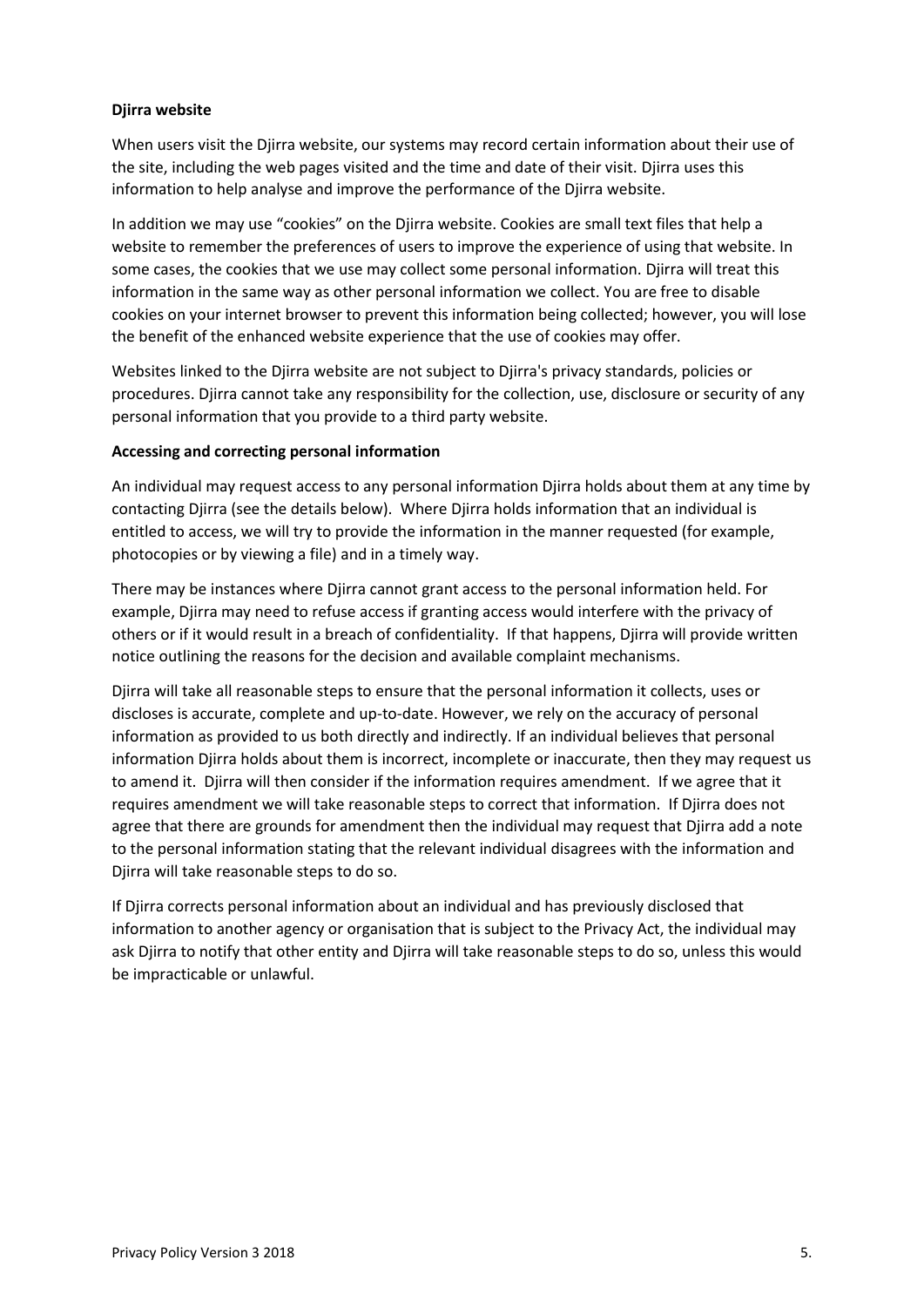**Djirra website**

When users visit the Djirra website, our systems may record certain information about their use of the site, including the web pages visited and the time and date of their visit. Djirra uses this information to help analyse and improve the performance of the Djirra website.

In addition we may use "cookies" on the Djirra website. Cookies are small text files that help a website to remember the preferences of users to improve the experience of using that website. In some cases, the cookies that we use may collect some personal information. Djirra will treat this information in the same way as other personal information we collect. You are free to disable cookies on your internet browser to prevent this information being collected; however, you will lose the benefit of the enhanced website experience that the use of cookies may offer.

Websites linked to the Djirra website are not subject to Djirra's privacy standards, policies or procedures. Djirra cannot take any responsibility for the collection, use, disclosure or security of any personal information that you provide to a third party website.

**Accessing and correcting personal information**

An individual may request access to any personal information Djirra holds about them at any time by contacting Djirra (see the details below). Where Djirra holds information that an individual is entitled to access, we will try to provide the information in the manner requested (for example, photocopies or by viewing a file) and in a timely way.

There may be instances where Djirra cannot grant access to the personal information held. For example, Djirra may need to refuse access if granting access would interfere with the privacy of others or if it would result in a breach of confidentiality. If that happens, Djirra will provide written notice outlining the reasons for the decision and available complaint mechanisms.

Djirra will take all reasonable steps to ensure that the personal information it collects, uses or discloses is accurate, complete and up-to-date. However, we rely on the accuracy of personal information as provided to us both directly and indirectly. If an individual believes that personal information Djirra holds about them is incorrect, incomplete or inaccurate, then they may request us to amend it. Djirra will then consider if the information requires amendment. If we agree that it requires amendment we will take reasonable steps to correct that information. If Djirra does not agree that there are grounds for amendment then the individual may request that Djirra add a note to the personal information stating that the relevant individual disagrees with the information and Djirra will take reasonable steps to do so.

If Djirra corrects personal information about an individual and has previously disclosed that information to another agency or organisation that is subject to the Privacy Act, the individual may ask Djirra to notify that other entity and Djirra will take reasonable steps to do so, unless this would be impracticable or unlawful.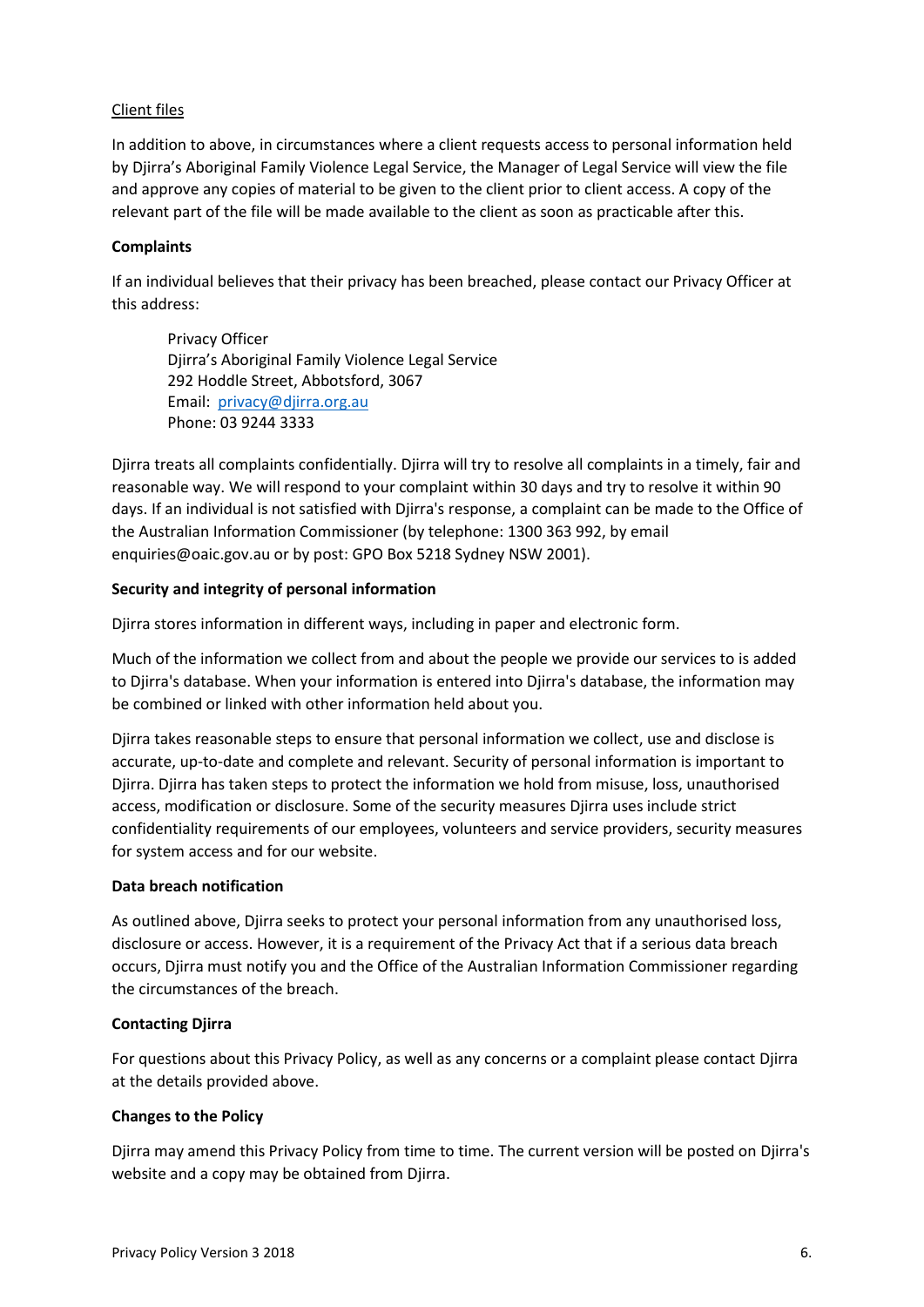Client files

In addition to above, in circumstances where a client requests access to personal information held by Djirra's Aboriginal Family Violence Legal Service, the Manager of Legal Service will view the file and approve any copies of material to be given to the client prior to client access. A copy of the relevant part of the file will be made available to the client as soon as practicable after this.

**Complaints**

If an individual believes that their privacy has been breached, please contact our Privacy Officer at this address:

> Privacy Officer
> Djirra's Aboriginal Family Violence Legal Service
> 292 Hoddle Street, Abbotsford, 3067
> Email: [privacy@djirra.org.au](mailto:privacy@djirra.org.au)
> Phone: 03 9244 3333

Djirra treats all complaints confidentially. Djirra will try to resolve all complaints in a timely, fair and reasonable way. We will respond to your complaint within 30 days and try to resolve it within 90 days. If an individual is not satisfied with Djirra's response, a complaint can be made to the Office of the Australian Information Commissioner (by telephone: 1300 363 992, by email enquiries@oaic.gov.au or by post: GPO Box 5218 Sydney NSW 2001).

**Security and integrity of personal information**

Djirra stores information in different ways, including in paper and electronic form.

Much of the information we collect from and about the people we provide our services to is added to Djirra's database. When your information is entered into Djirra's database, the information may be combined or linked with other information held about you.

Djirra takes reasonable steps to ensure that personal information we collect, use and disclose is accurate, up-to-date and complete and relevant. Security of personal information is important to Djirra. Djirra has taken steps to protect the information we hold from misuse, loss, unauthorised access, modification or disclosure. Some of the security measures Djirra uses include strict confidentiality requirements of our employees, volunteers and service providers, security measures for system access and for our website.

**Data breach notification**

As outlined above, Djirra seeks to protect your personal information from any unauthorised loss, disclosure or access. However, it is a requirement of the Privacy Act that if a serious data breach occurs, Djirra must notify you and the Office of the Australian Information Commissioner regarding the circumstances of the breach.

**Contacting Djirra**

For questions about this Privacy Policy, as well as any concerns or a complaint please contact Djirra at the details provided above.

**Changes to the Policy**

Djirra may amend this Privacy Policy from time to time. The current version will be posted on Djirra's website and a copy may be obtained from Djirra.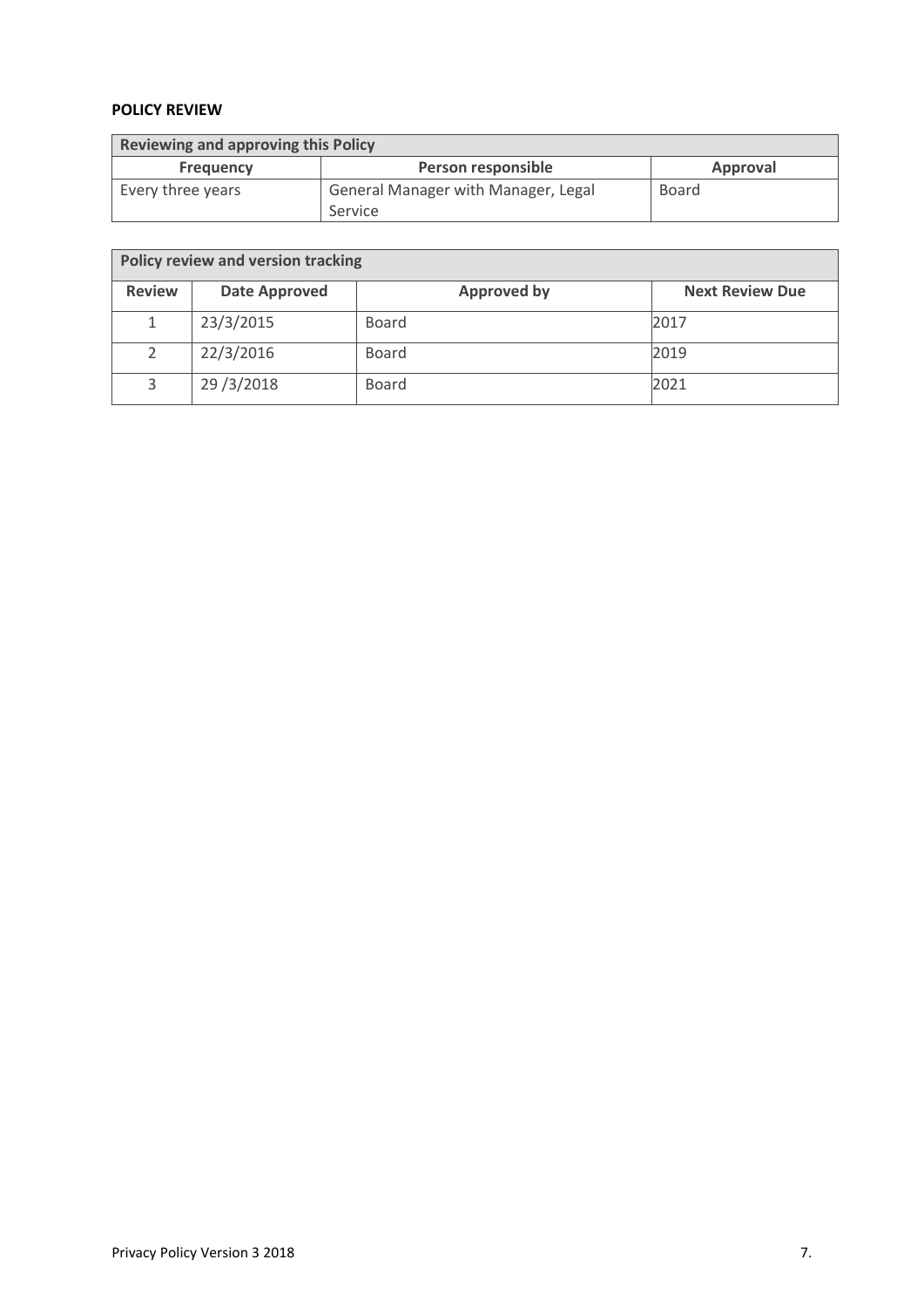**POLICY REVIEW**

| Reviewing and approving this Policy | | |
|---|---|---|
| **Frequency** | **Person responsible** | **Approval** |
| Every three years | General Manager with Manager, Legal Service | Board |

| Policy review and version tracking | | | |
|---|---|---|---|
| **Review** | **Date Approved** | **Approved by** | **Next Review Due** |
| 1 | 23/3/2015 | Board | 2017 |
| 2 | 22/3/2016 | Board | 2019 |
| 3 | 29 /3/2018 | Board | 2021 |